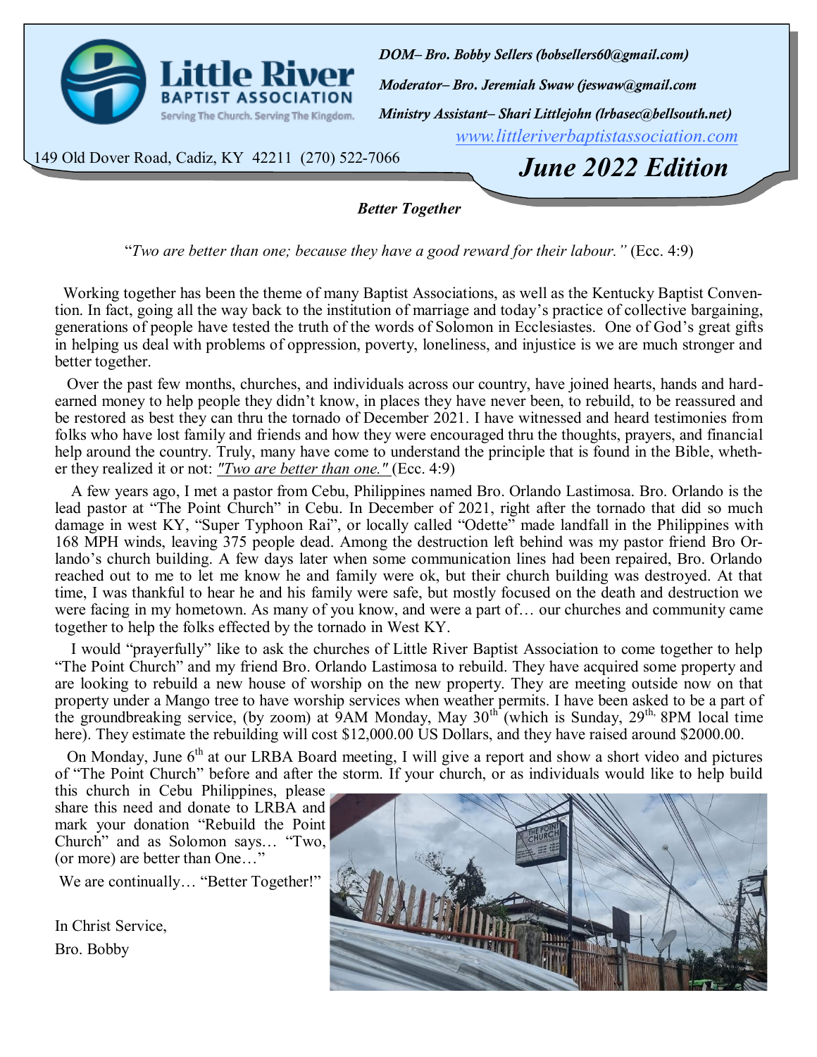# Little River Baptist Association

Serving The Church. Serving The Kingdom.

***DOM– Bro. Bobby Sellers (bobsellers60@gmail.com)***

***Moderator– Bro. Jeremiah Swaw (jeswaw@gmail.com***

***Ministry Assistant– Shari Littlejohn (lrbasec@bellsouth.net)***

*www.littleriverbaptistassociation.com*

149 Old Dover Road, Cadiz, KY 42211 (270) 522-7066

## *June 2022 Edition*

### *Better Together*

"*Two are better than one; because they have a good reward for their labour."* (Ecc. 4:9)

Working together has been the theme of many Baptist Associations, as well as the Kentucky Baptist Convention. In fact, going all the way back to the institution of marriage and today's practice of collective bargaining, generations of people have tested the truth of the words of Solomon in Ecclesiastes. One of God's great gifts in helping us deal with problems of oppression, poverty, loneliness, and injustice is we are much stronger and better together.

Over the past few months, churches, and individuals across our country, have joined hearts, hands and hard-earned money to help people they didn't know, in places they have never been, to rebuild, to be reassured and be restored as best they can thru the tornado of December 2021. I have witnessed and heard testimonies from folks who have lost family and friends and how they were encouraged thru the thoughts, prayers, and financial help around the country. Truly, many have come to understand the principle that is found in the Bible, whether they realized it or not: *"Two are better than one."* (Ecc. 4:9)

A few years ago, I met a pastor from Cebu, Philippines named Bro. Orlando Lastimosa. Bro. Orlando is the lead pastor at "The Point Church" in Cebu. In December of 2021, right after the tornado that did so much damage in west KY, "Super Typhoon Rai", or locally called "Odette" made landfall in the Philippines with 168 MPH winds, leaving 375 people dead. Among the destruction left behind was my pastor friend Bro Orlando's church building. A few days later when some communication lines had been repaired, Bro. Orlando reached out to me to let me know he and family were ok, but their church building was destroyed. At that time, I was thankful to hear he and his family were safe, but mostly focused on the death and destruction we were facing in my hometown. As many of you know, and were a part of… our churches and community came together to help the folks effected by the tornado in West KY.

I would "prayerfully" like to ask the churches of Little River Baptist Association to come together to help "The Point Church" and my friend Bro. Orlando Lastimosa to rebuild. They have acquired some property and are looking to rebuild a new house of worship on the new property. They are meeting outside now on that property under a Mango tree to have worship services when weather permits. I have been asked to be a part of the groundbreaking service, (by zoom) at 9AM Monday, May 30th (which is Sunday, 29th, 8PM local time here). They estimate the rebuilding will cost $12,000.00 US Dollars, and they have raised around $2000.00.

On Monday, June 6th at our LRBA Board meeting, I will give a report and show a short video and pictures of "The Point Church" before and after the storm. If your church, or as individuals would like to help build this church in Cebu Philippines, please share this need and donate to LRBA and mark your donation "Rebuild the Point Church" and as Solomon says… "Two, (or more) are better than One…"

We are continually… "Better Together!"

In Christ Service,

Bro. Bobby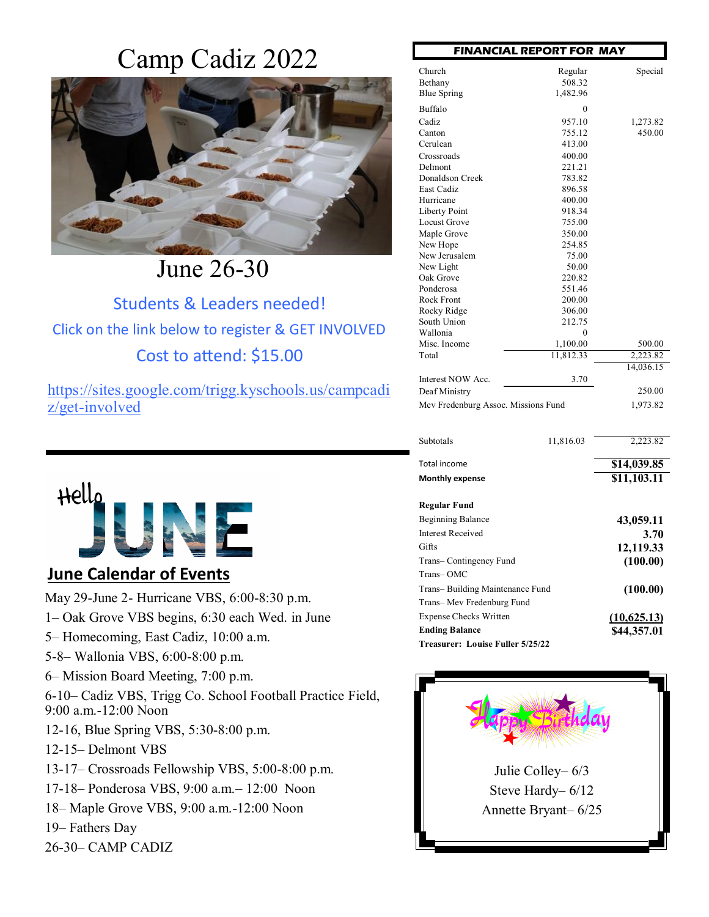# Camp Cadiz 2022

June 26-30

Students & Leaders needed!

Click on the link below to register & GET INVOLVED

Cost to attend: $15.00

https://sites.google.com/trigg.kyschools.us/campcadiz/get-involved

Hello JUNE

## June Calendar of Events

May 29-June 2- Hurricane VBS, 6:00-8:30 p.m.

1– Oak Grove VBS begins, 6:30 each Wed. in June

5– Homecoming, East Cadiz, 10:00 a.m.

5-8– Wallonia VBS, 6:00-8:00 p.m.

6– Mission Board Meeting, 7:00 p.m.

6-10– Cadiz VBS, Trigg Co. School Football Practice Field, 9:00 a.m.-12:00 Noon

12-16, Blue Spring VBS, 5:30-8:00 p.m.

12-15– Delmont VBS

13-17– Crossroads Fellowship VBS, 5:00-8:00 p.m.

17-18– Ponderosa VBS, 9:00 a.m.– 12:00 Noon

18– Maple Grove VBS, 9:00 a.m.-12:00 Noon

19– Fathers Day

26-30– CAMP CADIZ

## FINANCIAL REPORT FOR MAY

| Church | Regular | Special |
|---|---|---|
| Bethany | 508.32 | |
| Blue Spring | 1,482.96 | |
| Buffalo | 0 | |
| Cadiz | 957.10 | 1,273.82 |
| Canton | 755.12 | 450.00 |
| Cerulean | 413.00 | |
| Crossroads | 400.00 | |
| Delmont | 221.21 | |
| Donaldson Creek | 783.82 | |
| East Cadiz | 896.58 | |
| Hurricane | 400.00 | |
| Liberty Point | 918.34 | |
| Locust Grove | 755.00 | |
| Maple Grove | 350.00 | |
| New Hope | 254.85 | |
| New Jerusalem | 75.00 | |
| New Light | 50.00 | |
| Oak Grove | 220.82 | |
| Ponderosa | 551.46 | |
| Rock Front | 200.00 | |
| Rocky Ridge | 306.00 | |
| South Union | 212.75 | |
| Wallonia | 0 | |
| Misc. Income | 1,100.00 | 500.00 |
| Total | 11,812.33 | 2,223.82 |
| | | 14,036.15 |
| Interest NOW Acc. | 3.70 | |
| Deaf Ministry | | 250.00 |
| Mev Fredenburg Assoc. Missions Fund | | 1,973.82 |
| Subtotals | 11,816.03 | 2,223.82 |
| Total income | | $14,039.85 |
| Monthly expense | | $11,103.11 |

| **Regular Fund** | |
|---|---|
| Beginning Balance | 43,059.11 |
| Interest Received | 3.70 |
| Gifts | 12,119.33 |
| Trans– Contingency Fund | (100.00) |
| Trans– OMC | |
| Trans– Building Maintenance Fund | (100.00) |
| Trans– Mev Fredenburg Fund | |
| Expense Checks Written | (10,625.13) |
| **Ending Balance** | $44,357.01 |

**Treasurer: Louise Fuller 5/25/22**

Happy Birthday

Julie Colley– 6/3

Steve Hardy– 6/12

Annette Bryant– 6/25